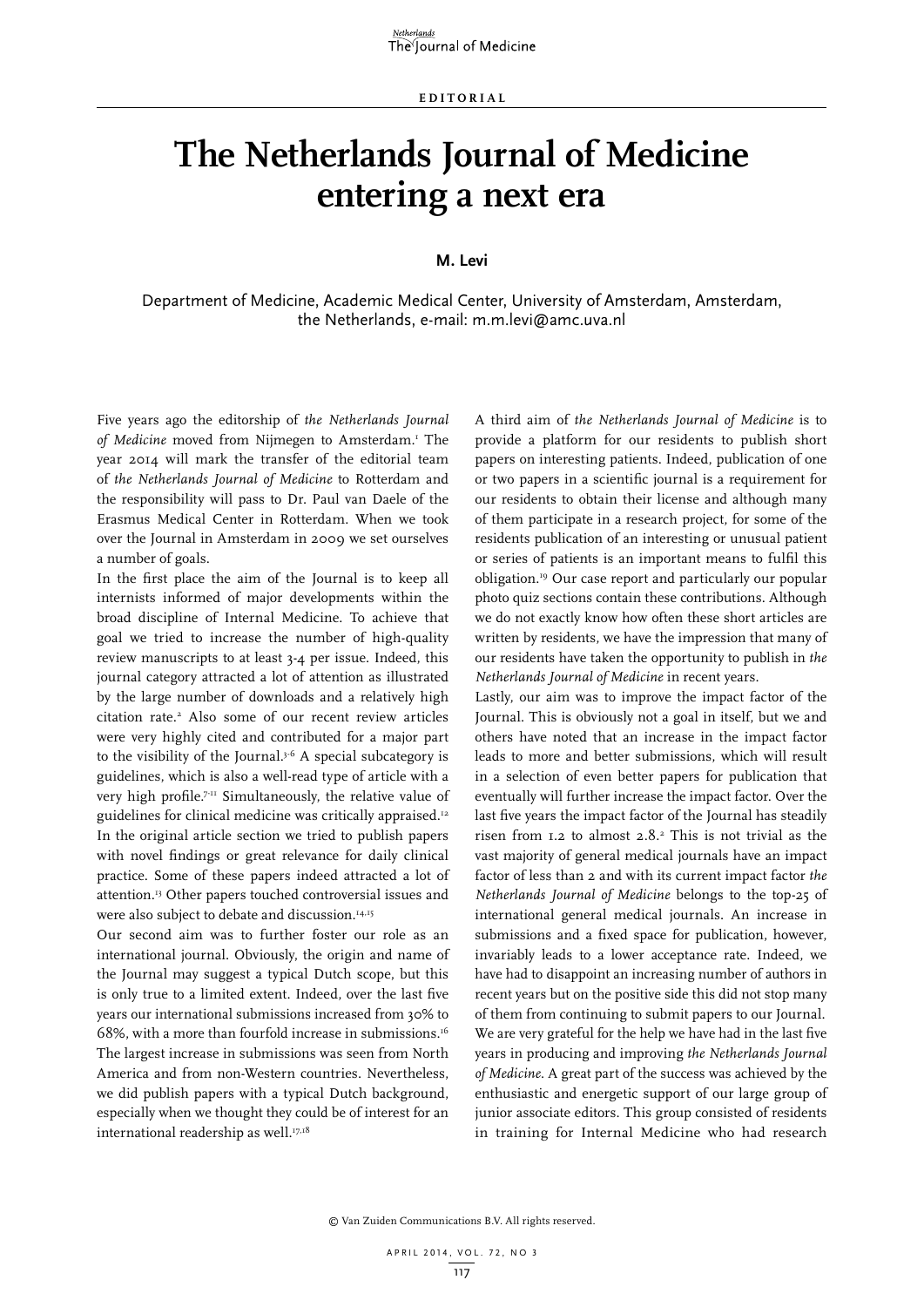EDITORIAL

# The Netherlands Journal of Medicine entering a next era

**M. Levi**

Department of Medicine, Academic Medical Center, University of Amsterdam, Amsterdam, the Netherlands, e-mail: m.m.levi@amc.uva.nl

Five years ago the editorship of *the Netherlands Journal of Medicine* moved from Nijmegen to Amsterdam.[1] The year 2014 will mark the transfer of the editorial team of *the Netherlands Journal of Medicine* to Rotterdam and the responsibility will pass to Dr. Paul van Daele of the Erasmus Medical Center in Rotterdam. When we took over the Journal in Amsterdam in 2009 we set ourselves a number of goals.

In the first place the aim of the Journal is to keep all internists informed of major developments within the broad discipline of Internal Medicine. To achieve that goal we tried to increase the number of high-quality review manuscripts to at least 3-4 per issue. Indeed, this journal category attracted a lot of attention as illustrated by the large number of downloads and a relatively high citation rate.[2] Also some of our recent review articles were very highly cited and contributed for a major part to the visibility of the Journal.[3-6] A special subcategory is guidelines, which is also a well-read type of article with a very high profile.[7-11] Simultaneously, the relative value of guidelines for clinical medicine was critically appraised.[12] In the original article section we tried to publish papers with novel findings or great relevance for daily clinical practice. Some of these papers indeed attracted a lot of attention.[13] Other papers touched controversial issues and were also subject to debate and discussion.[14,15]

Our second aim was to further foster our role as an international journal. Obviously, the origin and name of the Journal may suggest a typical Dutch scope, but this is only true to a limited extent. Indeed, over the last five years our international submissions increased from 30% to 68%, with a more than fourfold increase in submissions.[16] The largest increase in submissions was seen from North America and from non-Western countries. Nevertheless, we did publish papers with a typical Dutch background, especially when we thought they could be of interest for an international readership as well.[17,18]

A third aim of *the Netherlands Journal of Medicine* is to provide a platform for our residents to publish short papers on interesting patients. Indeed, publication of one or two papers in a scientific journal is a requirement for our residents to obtain their license and although many of them participate in a research project, for some of the residents publication of an interesting or unusual patient or series of patients is an important means to fulfil this obligation.[19] Our case report and particularly our popular photo quiz sections contain these contributions. Although we do not exactly know how often these short articles are written by residents, we have the impression that many of our residents have taken the opportunity to publish in *the Netherlands Journal of Medicine* in recent years.

Lastly, our aim was to improve the impact factor of the Journal. This is obviously not a goal in itself, but we and others have noted that an increase in the impact factor leads to more and better submissions, which will result in a selection of even better papers for publication that eventually will further increase the impact factor. Over the last five years the impact factor of the Journal has steadily risen from 1.2 to almost 2.8.[2] This is not trivial as the vast majority of general medical journals have an impact factor of less than 2 and with its current impact factor *the Netherlands Journal of Medicine* belongs to the top-25 of international general medical journals. An increase in submissions and a fixed space for publication, however, invariably leads to a lower acceptance rate. Indeed, we have had to disappoint an increasing number of authors in recent years but on the positive side this did not stop many of them from continuing to submit papers to our Journal.

We are very grateful for the help we have had in the last five years in producing and improving *the Netherlands Journal of Medicine*. A great part of the success was achieved by the enthusiastic and energetic support of our large group of junior associate editors. This group consisted of residents in training for Internal Medicine who had research

© Van Zuiden Communications B.V. All rights reserved.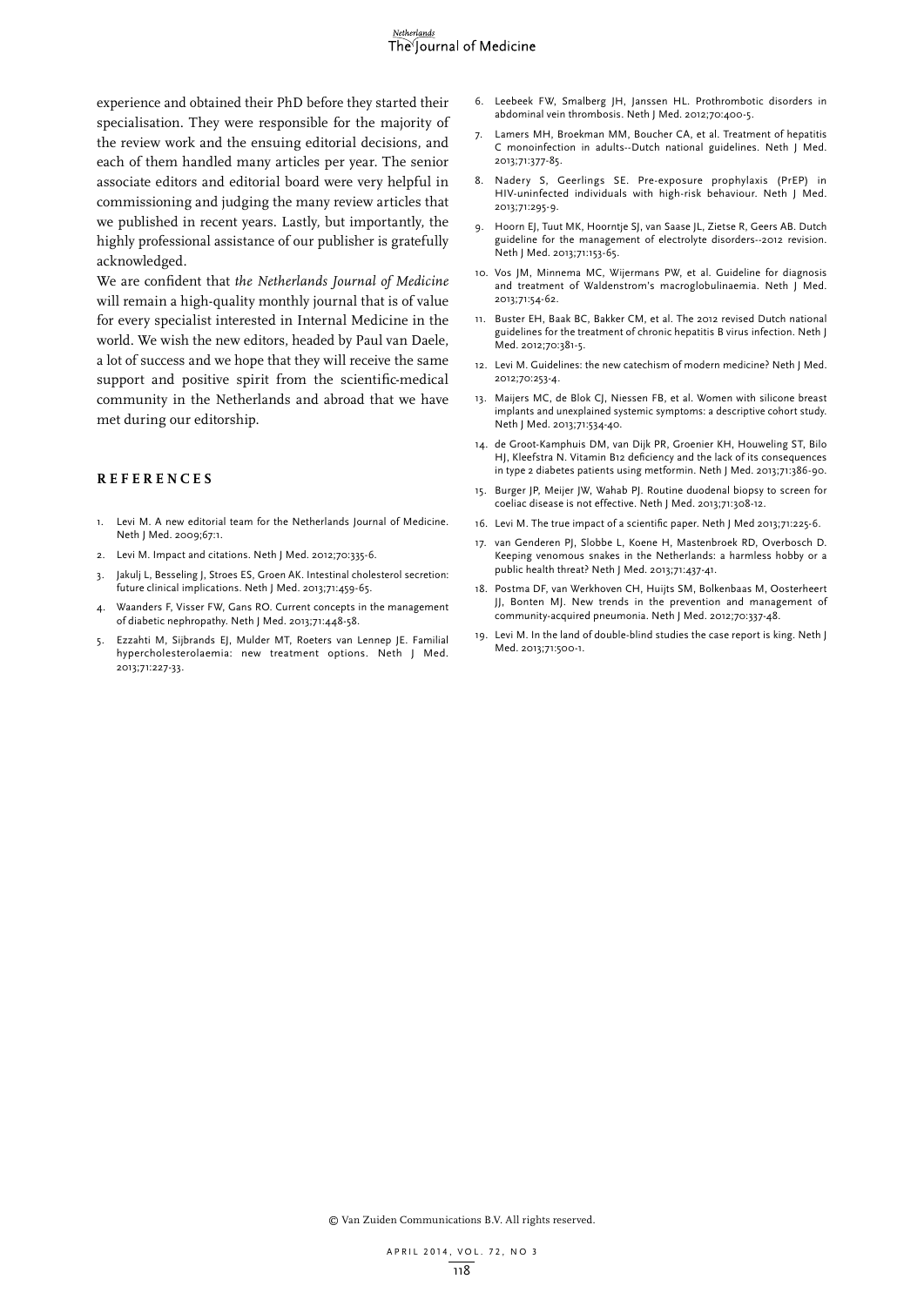experience and obtained their PhD before they started their specialisation. They were responsible for the majority of the review work and the ensuing editorial decisions, and each of them handled many articles per year. The senior associate editors and editorial board were very helpful in commissioning and judging the many review articles that we published in recent years. Lastly, but importantly, the highly professional assistance of our publisher is gratefully acknowledged.

We are confident that *the Netherlands Journal of Medicine* will remain a high-quality monthly journal that is of value for every specialist interested in Internal Medicine in the world. We wish the new editors, headed by Paul van Daele, a lot of success and we hope that they will receive the same support and positive spirit from the scientific-medical community in the Netherlands and abroad that we have met during our editorship.

## REFERENCES

1. Levi M. A new editorial team for the Netherlands Journal of Medicine. Neth J Med. 2009;67:1.
2. Levi M. Impact and citations. Neth J Med. 2012;70:335-6.
3. Jakulj L, Besseling J, Stroes ES, Groen AK. Intestinal cholesterol secretion: future clinical implications. Neth J Med. 2013;71:459-65.
4. Waanders F, Visser FW, Gans RO. Current concepts in the management of diabetic nephropathy. Neth J Med. 2013;71:448-58.
5. Ezzahti M, Sijbrands EJ, Mulder MT, Roeters van Lennep JE. Familial hypercholesterolaemia: new treatment options. Neth J Med. 2013;71:227-33.
6. Leebeek FW, Smalberg JH, Janssen HL. Prothrombotic disorders in abdominal vein thrombosis. Neth J Med. 2012;70:400-5.
7. Lamers MH, Broekman MM, Boucher CA, et al. Treatment of hepatitis C monoinfection in adults--Dutch national guidelines. Neth J Med. 2013;71:377-85.
8. Nadery S, Geerlings SE. Pre-exposure prophylaxis (PrEP) in HIV-uninfected individuals with high-risk behaviour. Neth J Med. 2013;71:295-9.
9. Hoorn EJ, Tuut MK, Hoorntje SJ, van Saase JL, Zietse R, Geers AB. Dutch guideline for the management of electrolyte disorders--2012 revision. Neth J Med. 2013;71:153-65.
10. Vos JM, Minnema MC, Wijermans PW, et al. Guideline for diagnosis and treatment of Waldenstrom's macroglobulinaemia. Neth J Med. 2013;71:54-62.
11. Buster EH, Baak BC, Bakker CM, et al. The 2012 revised Dutch national guidelines for the treatment of chronic hepatitis B virus infection. Neth J Med. 2012;70:381-5.
12. Levi M. Guidelines: the new catechism of modern medicine? Neth J Med. 2012;70:253-4.
13. Maijers MC, de Blok CJ, Niessen FB, et al. Women with silicone breast implants and unexplained systemic symptoms: a descriptive cohort study. Neth J Med. 2013;71:534-40.
14. de Groot-Kamphuis DM, van Dijk PR, Groenier KH, Houweling ST, Bilo HJ, Kleefstra N. Vitamin B12 deficiency and the lack of its consequences in type 2 diabetes patients using metformin. Neth J Med. 2013;71:386-90.
15. Burger JP, Meijer JW, Wahab PJ. Routine duodenal biopsy to screen for coeliac disease is not effective. Neth J Med. 2013;71:308-12.
16. Levi M. The true impact of a scientific paper. Neth J Med 2013;71:225-6.
17. van Genderen PJ, Slobbe L, Koene H, Mastenbroek RD, Overbosch D. Keeping venomous snakes in the Netherlands: a harmless hobby or a public health threat? Neth J Med. 2013;71:437-41.
18. Postma DF, van Werkhoven CH, Huijts SM, Bolkenbaas M, Oosterheert JJ, Bonten MJ. New trends in the prevention and management of community-acquired pneumonia. Neth J Med. 2012;70:337-48.
19. Levi M. In the land of double-blind studies the case report is king. Neth J Med. 2013;71:500-1.

© Van Zuiden Communications B.V. All rights reserved.